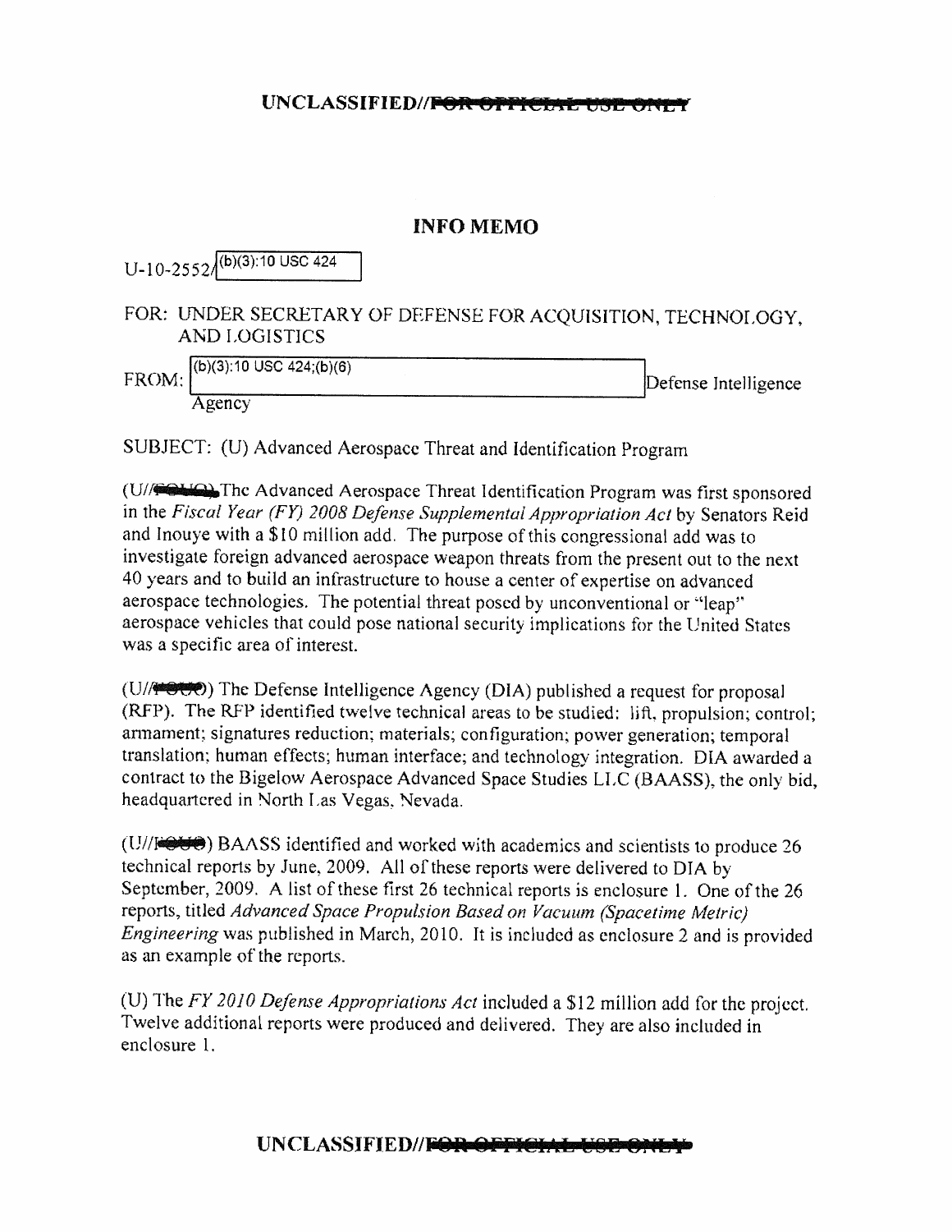UNCLASSIFIED//~~FOR OFFICIAL USE ONLY~~

# INFO MEMO

U-10-2552/ (b)(3):10 USC 424

FOR: UNDER SECRETARY OF DEFENSE FOR ACQUISITION, TECHNOLOGY, AND LOGISTICS

FROM: (b)(3):10 USC 424;(b)(6) Defense Intelligence Agency

SUBJECT: (U) Advanced Aerospace Threat and Identification Program

(U//~~FOUO~~) The Advanced Aerospace Threat Identification Program was first sponsored in the *Fiscal Year (FY) 2008 Defense Supplemental Appropriation Act* by Senators Reid and Inouye with a $10 million add. The purpose of this congressional add was to investigate foreign advanced aerospace weapon threats from the present out to the next 40 years and to build an infrastructure to house a center of expertise on advanced aerospace technologies. The potential threat posed by unconventional or "leap" aerospace vehicles that could pose national security implications for the United States was a specific area of interest.

(U//~~FOUO~~) The Defense Intelligence Agency (DIA) published a request for proposal (RFP). The RFP identified twelve technical areas to be studied: lift, propulsion; control; armament; signatures reduction; materials; configuration; power generation; temporal translation; human effects; human interface; and technology integration. DIA awarded a contract to the Bigelow Aerospace Advanced Space Studies LLC (BAASS), the only bid, headquartered in North Las Vegas, Nevada.

(U//~~FOUO~~) BAASS identified and worked with academics and scientists to produce 26 technical reports by June, 2009. All of these reports were delivered to DIA by September, 2009. A list of these first 26 technical reports is enclosure 1. One of the 26 reports, titled *Advanced Space Propulsion Based on Vacuum (Spacetime Metric) Engineering* was published in March, 2010. It is included as enclosure 2 and is provided as an example of the reports.

(U) The *FY 2010 Defense Appropriations Act* included a $12 million add for the project. Twelve additional reports were produced and delivered. They are also included in enclosure 1.

UNCLASSIFIED//~~FOR OFFICIAL USE ONLY~~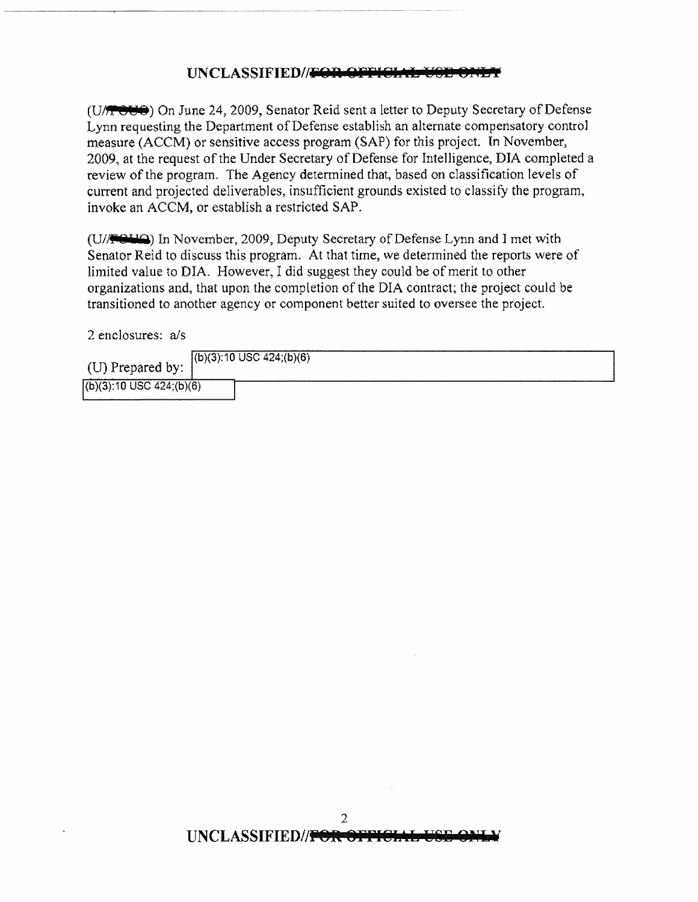(U//~~FOUO~~) On June 24, 2009, Senator Reid sent a letter to Deputy Secretary of Defense Lynn requesting the Department of Defense establish an alternate compensatory control measure (ACCM) or sensitive access program (SAP) for this project. In November, 2009, at the request of the Under Secretary of Defense for Intelligence, DIA completed a review of the program. The Agency determined that, based on classification levels of current and projected deliverables, insufficient grounds existed to classify the program, invoke an ACCM, or establish a restricted SAP.

(U//~~FOUO~~) In November, 2009, Deputy Secretary of Defense Lynn and I met with Senator Reid to discuss this program. At that time, we determined the reports were of limited value to DIA. However, I did suggest they could be of merit to other organizations and, that upon the completion of the DIA contract; the project could be transitioned to another agency or component better suited to oversee the project.

2 enclosures: a/s

(U) Prepared by: (b)(3):10 USC 424;(b)(6)

(b)(3):10 USC 424;(b)(6)